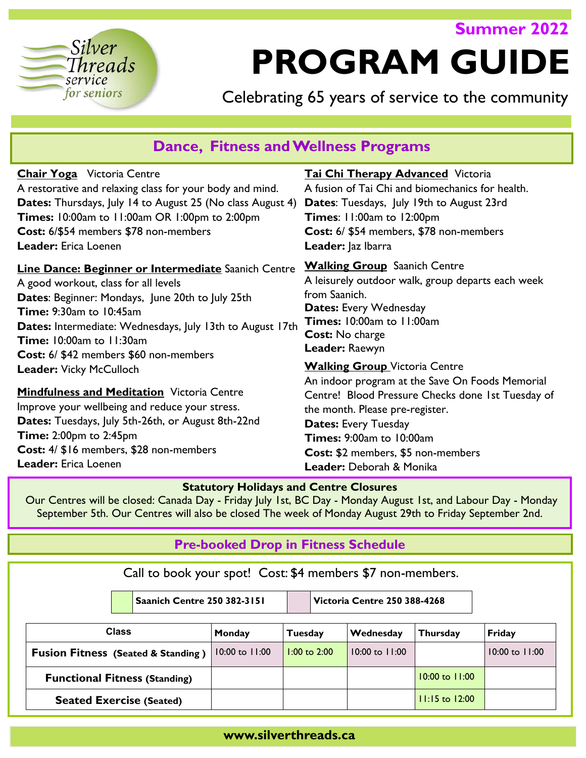Silver Threads service for seniors

Summer 2022

# PROGRAM GUIDE

Celebrating 65 years of service to the community

## Dance, Fitness and Wellness Programs

**Chair Yoga** Victoria Centre
A restorative and relaxing class for your body and mind.
**Dates:** Thursdays, July 14 to August 25 (No class August 4)
**Times:** 10:00am to 11:00am OR 1:00pm to 2:00pm
**Cost:** 6/$54 members $78 non-members
**Leader:** Erica Loenen

**Line Dance: Beginner or Intermediate** Saanich Centre
A good workout, class for all levels
**Dates**: Beginner: Mondays, June 20th to July 25th
**Time:** 9:30am to 10:45am
**Dates:** Intermediate: Wednesdays, July 13th to August 17th
**Time:** 10:00am to 11:30am
**Cost:** 6/ $42 members $60 non-members
**Leader:** Vicky McCulloch

**Mindfulness and Meditation** Victoria Centre
Improve your wellbeing and reduce your stress.
**Dates:** Tuesdays, July 5th-26th, or August 8th-22nd
**Time:** 2:00pm to 2:45pm
**Cost:** 4/ $16 members, $28 non-members
**Leader:** Erica Loenen

**Tai Chi Therapy Advanced** Victoria
A fusion of Tai Chi and biomechanics for health.
**Dates**: Tuesdays, July 19th to August 23rd
**Times**: 11:00am to 12:00pm
**Cost:** 6/ $54 members, $78 non-members
**Leader:** Jaz Ibarra

**Walking Group** Saanich Centre
A leisurely outdoor walk, group departs each week from Saanich.
**Dates:** Every Wednesday
**Times:** 10:00am to 11:00am
**Cost:** No charge
**Leader:** Raewyn

**Walking Group** Victoria Centre
An indoor program at the Save On Foods Memorial Centre! Blood Pressure Checks done 1st Tuesday of the month. Please pre-register.
**Dates:** Every Tuesday
**Times:** 9:00am to 10:00am
**Cost:** $2 members, $5 non-members
**Leader:** Deborah & Monika

**Statutory Holidays and Centre Closures**
Our Centres will be closed: Canada Day - Friday July 1st, BC Day - Monday August 1st, and Labour Day - Monday September 5th. Our Centres will also be closed The week of Monday August 29th to Friday September 2nd.

## Pre-booked Drop in Fitness Schedule

Call to book your spot! Cost: $4 members $7 non-members.

| Saanich Centre 250 382-3151 | Victoria Centre 250 388-4268 |
|---|---|

| Class | Monday | Tuesday | Wednesday | Thursday | Friday |
|---|---|---|---|---|---|
| **Fusion Fitness (Seated & Standing)** | 10:00 to 11:00 | 1:00 to 2:00 | 10:00 to 11:00 | | 10:00 to 11:00 |
| **Functional Fitness (Standing)** | | | | 10:00 to 11:00 | |
| **Seated Exercise (Seated)** | | | | 11:15 to 12:00 | |

**www.silverthreads.ca**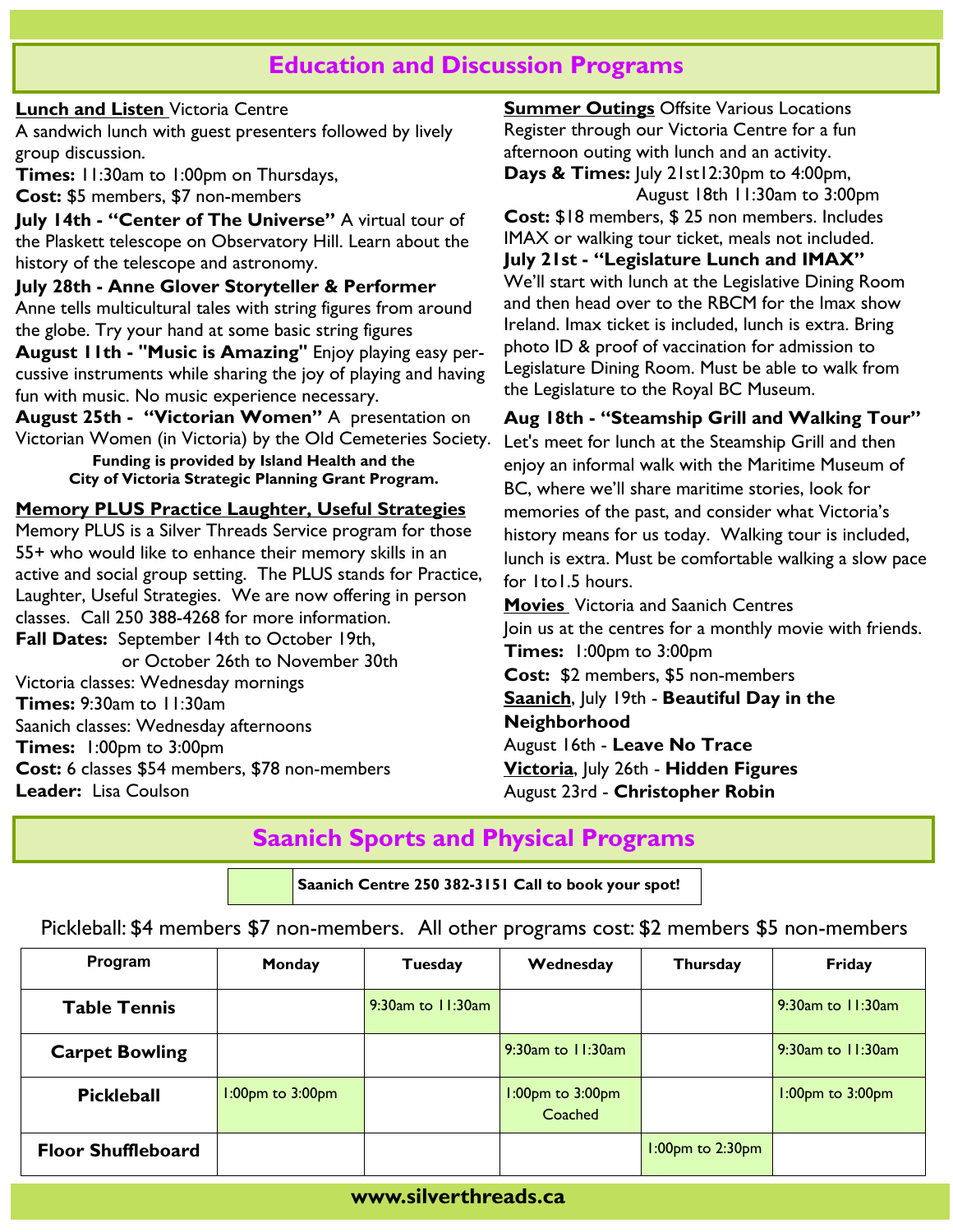## Education and Discussion Programs

**Lunch and Listen** Victoria Centre
A sandwich lunch with guest presenters followed by lively group discussion.
**Times:** 11:30am to 1:00pm on Thursdays,
**Cost:** $5 members, $7 non-members

**July 14th - "Center of The Universe"** A virtual tour of the Plaskett telescope on Observatory Hill. Learn about the history of the telescope and astronomy.

**July 28th - Anne Glover Storyteller & Performer** Anne tells multicultural tales with string figures from around the globe. Try your hand at some basic string figures

**August 11th - "Music is Amazing"** Enjoy playing easy percussive instruments while sharing the joy of playing and having fun with music. No music experience necessary.

**August 25th - "Victorian Women"** A presentation on Victorian Women (in Victoria) by the Old Cemeteries Society.

**Funding is provided by Island Health and the City of Victoria Strategic Planning Grant Program.**

**Memory PLUS Practice Laughter, Useful Strategies**
Memory PLUS is a Silver Threads Service program for those 55+ who would like to enhance their memory skills in an active and social group setting. The PLUS stands for Practice, Laughter, Useful Strategies. We are now offering in person classes. Call 250 388-4268 for more information.
**Fall Dates:** September 14th to October 19th, or October 26th to November 30th
Victoria classes: Wednesday mornings
**Times:** 9:30am to 11:30am
Saanich classes: Wednesday afternoons
**Times:** 1:00pm to 3:00pm
**Cost:** 6 classes $54 members, $78 non-members
**Leader:** Lisa Coulson

**Summer Outings** Offsite Various Locations
Register through our Victoria Centre for a fun afternoon outing with lunch and an activity.
**Days & Times:** July 21st12:30pm to 4:00pm, August 18th 11:30am to 3:00pm
**Cost:** $18 members, $ 25 non members. Includes IMAX or walking tour ticket, meals not included.

**July 21st - "Legislature Lunch and IMAX"**
We'll start with lunch at the Legislative Dining Room and then head over to the RBCM for the Imax show Ireland. Imax ticket is included, lunch is extra. Bring photo ID & proof of vaccination for admission to Legislature Dining Room. Must be able to walk from the Legislature to the Royal BC Museum.

**Aug 18th - "Steamship Grill and Walking Tour"**
Let's meet for lunch at the Steamship Grill and then enjoy an informal walk with the Maritime Museum of BC, where we'll share maritime stories, look for memories of the past, and consider what Victoria's history means for us today. Walking tour is included, lunch is extra. Must be comfortable walking a slow pace for 1to1.5 hours.

**Movies** Victoria and Saanich Centres
Join us at the centres for a monthly movie with friends.
**Times:** 1:00pm to 3:00pm
**Cost:** $2 members, $5 non-members
Saanich, July 19th - **Beautiful Day in the Neighborhood**
August 16th - **Leave No Trace**
Victoria, July 26th - **Hidden Figures**
August 23rd - **Christopher Robin**

## Saanich Sports and Physical Programs

**Saanich Centre 250 382-3151 Call to book your spot!**

Pickleball: $4 members $7 non-members. All other programs cost: $2 members $5 non-members

| Program | Monday | Tuesday | Wednesday | Thursday | Friday |
|---|---|---|---|---|---|
| **Table Tennis** | | 9:30am to 11:30am | | | 9:30am to 11:30am |
| **Carpet Bowling** | | | 9:30am to 11:30am | | 9:30am to 11:30am |
| **Pickleball** | 1:00pm to 3:00pm | | 1:00pm to 3:00pm Coached | | 1:00pm to 3:00pm |
| **Floor Shuffleboard** | | | | 1:00pm to 2:30pm | |

**www.silverthreads.ca**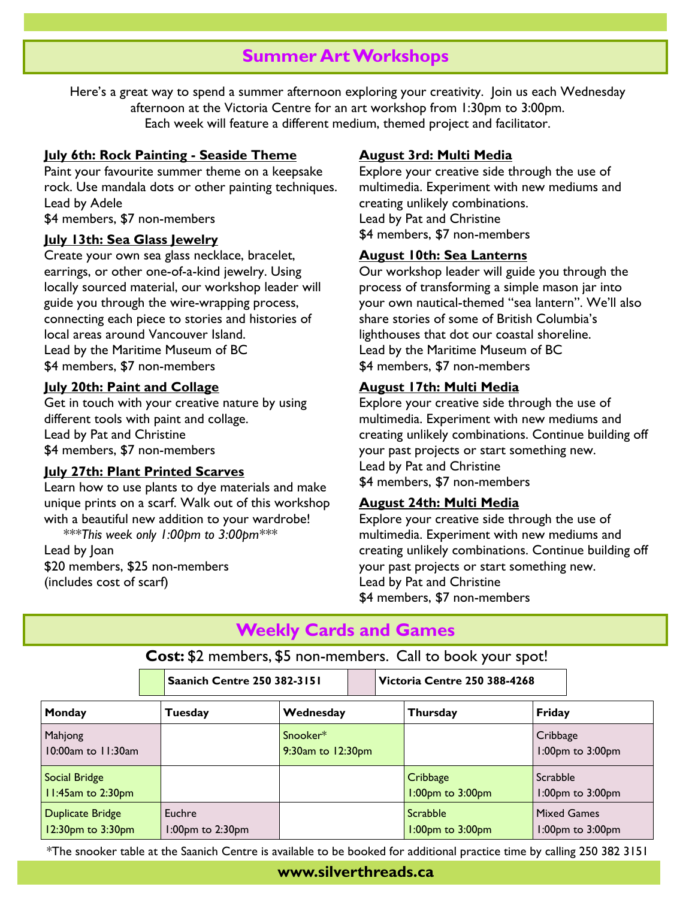## Summer Art Workshops

Here's a great way to spend a summer afternoon exploring your creativity. Join us each Wednesday afternoon at the Victoria Centre for an art workshop from 1:30pm to 3:00pm. Each week will feature a different medium, themed project and facilitator.

**July 6th: Rock Painting - Seaside Theme**

Paint your favourite summer theme on a keepsake rock. Use mandala dots or other painting techniques.
Lead by Adele
$4 members, $7 non-members

**July 13th: Sea Glass Jewelry**

Create your own sea glass necklace, bracelet, earrings, or other one-of-a-kind jewelry. Using locally sourced material, our workshop leader will guide you through the wire-wrapping process, connecting each piece to stories and histories of local areas around Vancouver Island.
Lead by the Maritime Museum of BC
$4 members, $7 non-members

**July 20th: Paint and Collage**

Get in touch with your creative nature by using different tools with paint and collage.
Lead by Pat and Christine
$4 members, $7 non-members

**July 27th: Plant Printed Scarves**

Learn how to use plants to dye materials and make unique prints on a scarf. Walk out of this workshop with a beautiful new addition to your wardrobe!

*\*\*\*This week only 1:00pm to 3:00pm\*\*\**

Lead by Joan
$20 members, $25 non-members
(includes cost of scarf)

**August 3rd: Multi Media**

Explore your creative side through the use of multimedia. Experiment with new mediums and creating unlikely combinations.
Lead by Pat and Christine
$4 members, $7 non-members

**August 10th: Sea Lanterns**

Our workshop leader will guide you through the process of transforming a simple mason jar into your own nautical-themed "sea lantern". We'll also share stories of some of British Columbia's lighthouses that dot our coastal shoreline.
Lead by the Maritime Museum of BC
$4 members, $7 non-members

**August 17th: Multi Media**

Explore your creative side through the use of multimedia. Experiment with new mediums and creating unlikely combinations. Continue building off your past projects or start something new.
Lead by Pat and Christine
$4 members, $7 non-members

**August 24th: Multi Media**

Explore your creative side through the use of multimedia. Experiment with new mediums and creating unlikely combinations. Continue building off your past projects or start something new.
Lead by Pat and Christine
$4 members, $7 non-members

## Weekly Cards and Games

**Cost:** $2 members, $5 non-members. Call to book your spot!

| | |
|---|---|
| Saanich Centre 250 382-3151 | Victoria Centre 250 388-4268 |

| Monday | Tuesday | Wednesday | Thursday | Friday |
|---|---|---|---|---|
| Mahjong 10:00am to 11:30am | | Snooker* 9:30am to 12:30pm | | Cribbage 1:00pm to 3:00pm |
| Social Bridge 11:45am to 2:30pm | | | Cribbage 1:00pm to 3:00pm | Scrabble 1:00pm to 3:00pm |
| Duplicate Bridge 12:30pm to 3:30pm | Euchre 1:00pm to 2:30pm | | Scrabble 1:00pm to 3:00pm | Mixed Games 1:00pm to 3:00pm |

*The snooker table at the Saanich Centre is available to be booked for additional practice time by calling 250 382 3151

**www.silverthreads.ca**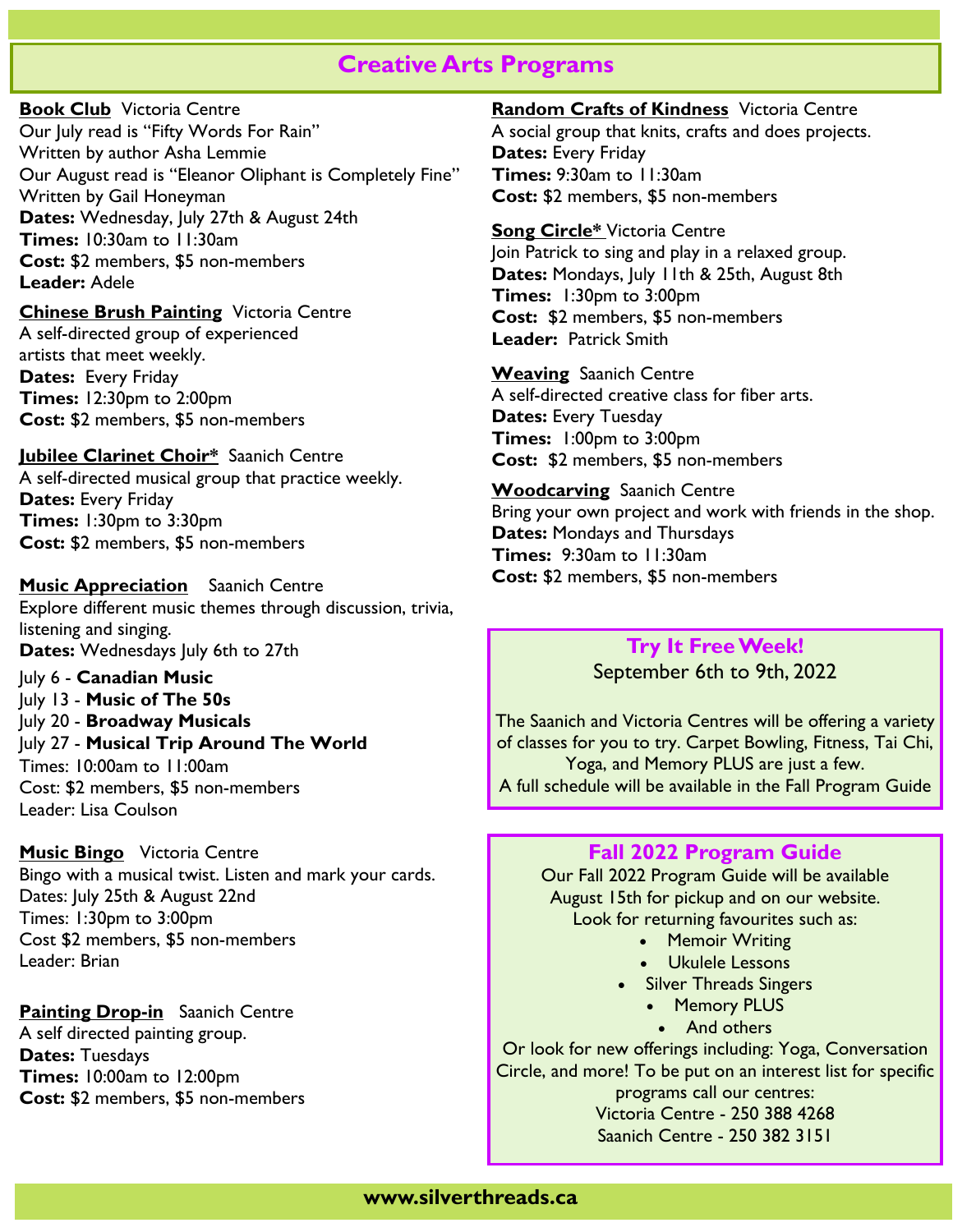# Creative Arts Programs

**Book Club** Victoria Centre
Our July read is "Fifty Words For Rain"
Written by author Asha Lemmie
Our August read is "Eleanor Oliphant is Completely Fine"
Written by Gail Honeyman
**Dates:** Wednesday, July 27th & August 24th
**Times:** 10:30am to 11:30am
**Cost:** $2 members, $5 non-members
**Leader:** Adele

**Chinese Brush Painting** Victoria Centre
A self-directed group of experienced artists that meet weekly.
**Dates:** Every Friday
**Times:** 12:30pm to 2:00pm
**Cost:** $2 members, $5 non-members

**Jubilee Clarinet Choir*** Saanich Centre
A self-directed musical group that practice weekly.
**Dates:** Every Friday
**Times:** 1:30pm to 3:30pm
**Cost:** $2 members, $5 non-members

**Music Appreciation** Saanich Centre
Explore different music themes through discussion, trivia, listening and singing.
**Dates:** Wednesdays July 6th to 27th
July 6 - **Canadian Music**
July 13 - **Music of The 50s**
July 20 - **Broadway Musicals**
July 27 - **Musical Trip Around The World**
Times: 10:00am to 11:00am
Cost: $2 members, $5 non-members
Leader: Lisa Coulson

**Music Bingo** Victoria Centre
Bingo with a musical twist. Listen and mark your cards.
Dates: July 25th & August 22nd
Times: 1:30pm to 3:00pm
Cost $2 members, $5 non-members
Leader: Brian

**Painting Drop-in** Saanich Centre
A self directed painting group.
**Dates:** Tuesdays
**Times:** 10:00am to 12:00pm
**Cost:** $2 members, $5 non-members

**Random Crafts of Kindness** Victoria Centre
A social group that knits, crafts and does projects.
**Dates:** Every Friday
**Times:** 9:30am to 11:30am
**Cost:** $2 members, $5 non-members

**Song Circle*** Victoria Centre
Join Patrick to sing and play in a relaxed group.
**Dates:** Mondays, July 11th & 25th, August 8th
**Times:** 1:30pm to 3:00pm
**Cost:** $2 members, $5 non-members
**Leader:** Patrick Smith

**Weaving** Saanich Centre
A self-directed creative class for fiber arts.
**Dates:** Every Tuesday
**Times:** 1:00pm to 3:00pm
**Cost:** $2 members, $5 non-members

**Woodcarving** Saanich Centre
Bring your own project and work with friends in the shop.
**Dates:** Mondays and Thursdays
**Times:** 9:30am to 11:30am
**Cost:** $2 members, $5 non-members

## Try It Free Week!

September 6th to 9th, 2022

The Saanich and Victoria Centres will be offering a variety of classes for you to try. Carpet Bowling, Fitness, Tai Chi, Yoga, and Memory PLUS are just a few.
A full schedule will be available in the Fall Program Guide

## Fall 2022 Program Guide

Our Fall 2022 Program Guide will be available August 15th for pickup and on our website.
Look for returning favourites such as:

- Memoir Writing
- Ukulele Lessons
- Silver Threads Singers
- Memory PLUS
- And others

Or look for new offerings including: Yoga, Conversation Circle, and more! To be put on an interest list for specific programs call our centres:
Victoria Centre - 250 388 4268
Saanich Centre - 250 382 3151

**www.silverthreads.ca**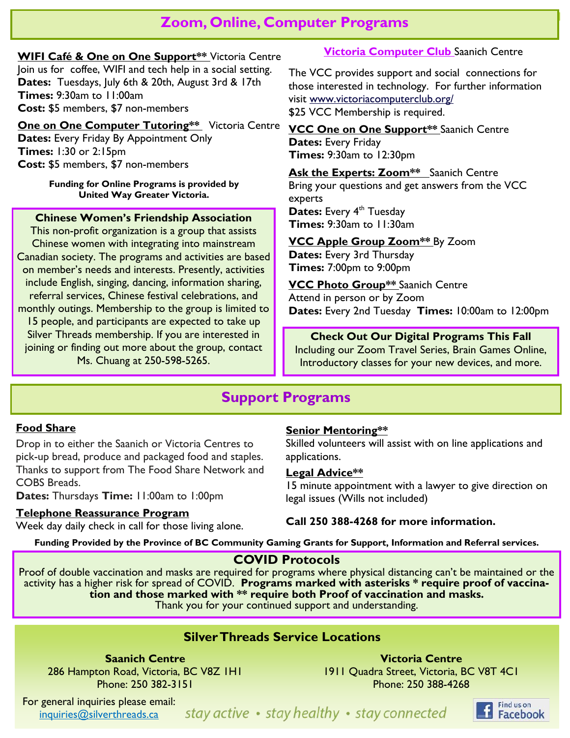## Zoom, Online, Computer Programs

**WIFI Café & One on One Support**** Victoria Centre
Join us for coffee, WIFI and tech help in a social setting.
**Dates:** Tuesdays, July 6th & 20th, August 3rd & 17th
**Times:** 9:30am to 11:00am
**Cost:** $5 members, $7 non-members

**One on One Computer Tutoring**** Victoria Centre
**Dates:** Every Friday By Appointment Only
**Times:** 1:30 or 2:15pm
**Cost:** $5 members, $7 non-members

**Funding for Online Programs is provided by United Way Greater Victoria.**

**Chinese Women's Friendship Association**
This non-profit organization is a group that assists Chinese women with integrating into mainstream Canadian society. The programs and activities are based on member's needs and interests. Presently, activities include English, singing, dancing, information sharing, referral services, Chinese festival celebrations, and monthly outings. Membership to the group is limited to 15 people, and participants are expected to take up Silver Threads membership. If you are interested in joining or finding out more about the group, contact Ms. Chuang at 250-598-5265.

**Victoria Computer Club** Saanich Centre
The VCC provides support and social connections for those interested in technology. For further information visit www.victoriacomputerclub.org/
$25 VCC Membership is required.

**VCC One on One Support**** Saanich Centre
**Dates:** Every Friday
**Times:** 9:30am to 12:30pm

**Ask the Experts: Zoom**** Saanich Centre
Bring your questions and get answers from the VCC experts
**Dates:** Every 4th Tuesday
**Times:** 9:30am to 11:30am

**VCC Apple Group Zoom**** By Zoom
**Dates:** Every 3rd Thursday
**Times:** 7:00pm to 9:00pm

**VCC Photo Group**** Saanich Centre
Attend in person or by Zoom
**Dates:** Every 2nd Tuesday **Times:** 10:00am to 12:00pm

**Check Out Our Digital Programs This Fall**
Including our Zoom Travel Series, Brain Games Online, Introductory classes for your new devices, and more.

## Support Programs

**Food Share**
Drop in to either the Saanich or Victoria Centres to pick-up bread, produce and packaged food and staples. Thanks to support from The Food Share Network and COBS Breads.
**Dates:** Thursdays **Time:** 11:00am to 1:00pm

**Telephone Reassurance Program**
Week day daily check in call for those living alone.

**Senior Mentoring****
Skilled volunteers will assist with on line applications and applications.

**Legal Advice****
15 minute appointment with a lawyer to give direction on legal issues (Wills not included)

**Call 250 388-4268 for more information.**

**Funding Provided by the Province of BC Community Gaming Grants for Support, Information and Referral services.**

### COVID Protocols

Proof of double vaccination and masks are required for programs where physical distancing can't be maintained or the activity has a higher risk for spread of COVID. **Programs marked with asterisks * require proof of vaccination and those marked with ** require both Proof of vaccination and masks.**
Thank you for your continued support and understanding.

### Silver Threads Service Locations

**Saanich Centre**
286 Hampton Road, Victoria, BC V8Z 1H1
Phone: 250 382-3151

**Victoria Centre**
1911 Quadra Street, Victoria, BC V8T 4C1
Phone: 250 388-4268

For general inquiries please email:
inquiries@silverthreads.ca

*stay active • stay healthy • stay connected*

Find us on Facebook